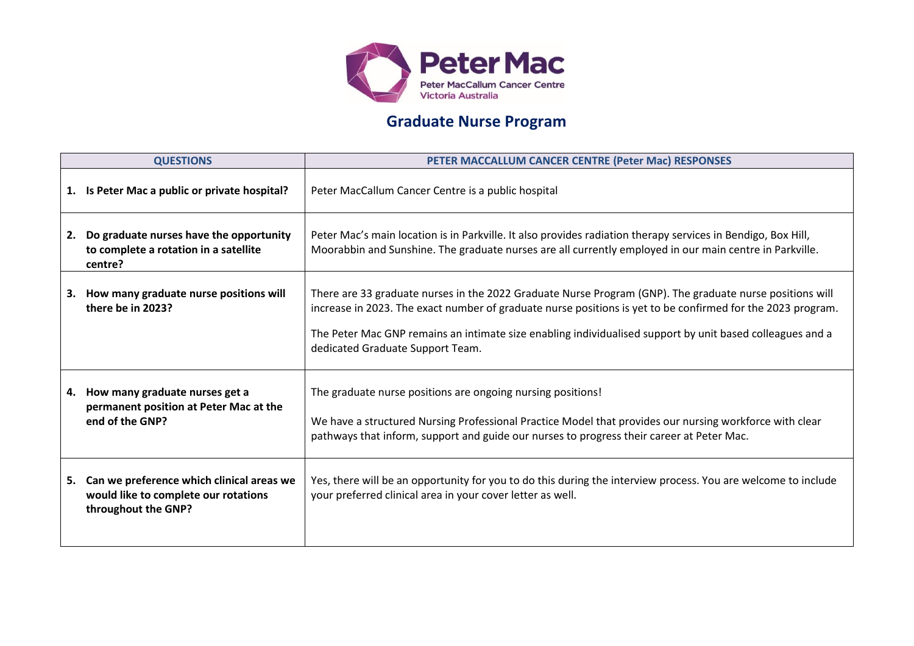# Graduate Nurse Program

| QUESTIONS | PETER MACCALLUM CANCER CENTRE (Peter Mac) RESPONSES |
|---|---|
| **1. Is Peter Mac a public or private hospital?** | Peter MacCallum Cancer Centre is a public hospital |
| **2. Do graduate nurses have the opportunity to complete a rotation in a satellite centre?** | Peter Mac's main location is in Parkville. It also provides radiation therapy services in Bendigo, Box Hill, Moorabbin and Sunshine. The graduate nurses are all currently employed in our main centre in Parkville. |
| **3. How many graduate nurse positions will there be in 2023?** | There are 33 graduate nurses in the 2022 Graduate Nurse Program (GNP). The graduate nurse positions will increase in 2023. The exact number of graduate nurse positions is yet to be confirmed for the 2023 program.<br><br>The Peter Mac GNP remains an intimate size enabling individualised support by unit based colleagues and a dedicated Graduate Support Team. |
| **4. How many graduate nurses get a permanent position at Peter Mac at the end of the GNP?** | The graduate nurse positions are ongoing nursing positions!<br><br>We have a structured Nursing Professional Practice Model that provides our nursing workforce with clear pathways that inform, support and guide our nurses to progress their career at Peter Mac. |
| **5. Can we preference which clinical areas we would like to complete our rotations throughout the GNP?** | Yes, there will be an opportunity for you to do this during the interview process. You are welcome to include your preferred clinical area in your cover letter as well. |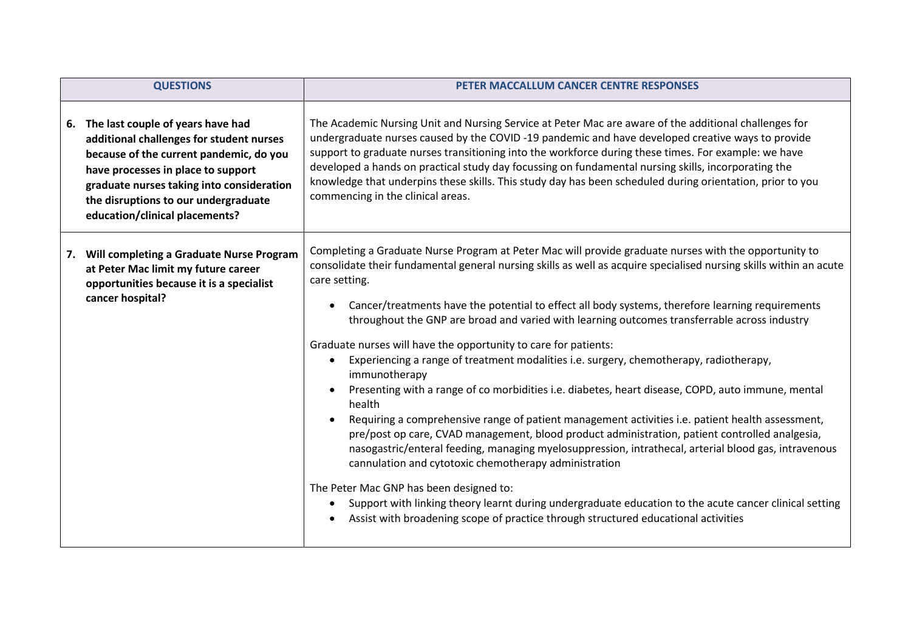| QUESTIONS | PETER MACCALLUM CANCER CENTRE RESPONSES |
|---|---|
| **6. The last couple of years have had additional challenges for student nurses because of the current pandemic, do you have processes in place to support graduate nurses taking into consideration the disruptions to our undergraduate education/clinical placements?** | The Academic Nursing Unit and Nursing Service at Peter Mac are aware of the additional challenges for undergraduate nurses caused by the COVID -19 pandemic and have developed creative ways to provide support to graduate nurses transitioning into the workforce during these times. For example: we have developed a hands on practical study day focussing on fundamental nursing skills, incorporating the knowledge that underpins these skills. This study day has been scheduled during orientation, prior to you commencing in the clinical areas. |
| **7. Will completing a Graduate Nurse Program at Peter Mac limit my future career opportunities because it is a specialist cancer hospital?** | Completing a Graduate Nurse Program at Peter Mac will provide graduate nurses with the opportunity to consolidate their fundamental general nursing skills as well as acquire specialised nursing skills within an acute care setting.<br><br>• Cancer/treatments have the potential to effect all body systems, therefore learning requirements throughout the GNP are broad and varied with learning outcomes transferrable across industry<br><br>Graduate nurses will have the opportunity to care for patients:<br>• Experiencing a range of treatment modalities i.e. surgery, chemotherapy, radiotherapy, immunotherapy<br>• Presenting with a range of co morbidities i.e. diabetes, heart disease, COPD, auto immune, mental health<br>• Requiring a comprehensive range of patient management activities i.e. patient health assessment, pre/post op care, CVAD management, blood product administration, patient controlled analgesia, nasogastric/enteral feeding, managing myelosuppression, intrathecal, arterial blood gas, intravenous cannulation and cytotoxic chemotherapy administration<br><br>The Peter Mac GNP has been designed to:<br>• Support with linking theory learnt during undergraduate education to the acute cancer clinical setting<br>• Assist with broadening scope of practice through structured educational activities |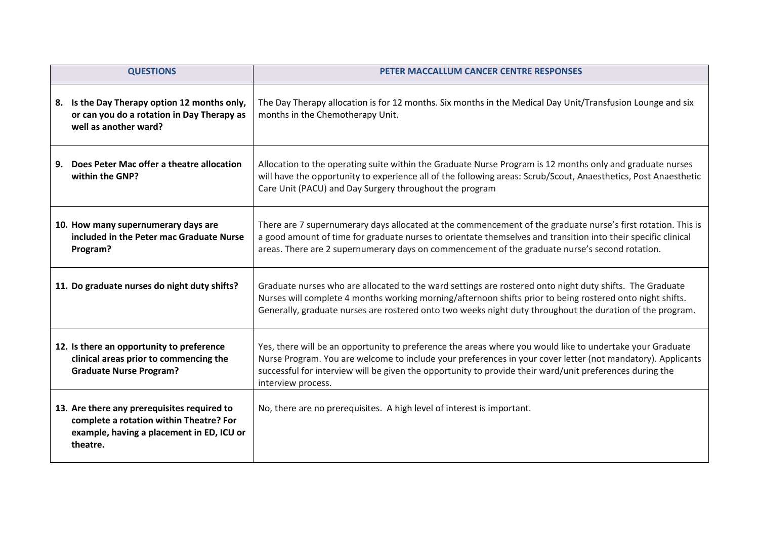| QUESTIONS | PETER MACCALLUM CANCER CENTRE RESPONSES |
|---|---|
| **8. Is the Day Therapy option 12 months only, or can you do a rotation in Day Therapy as well as another ward?** | The Day Therapy allocation is for 12 months. Six months in the Medical Day Unit/Transfusion Lounge and six months in the Chemotherapy Unit. |
| **9. Does Peter Mac offer a theatre allocation within the GNP?** | Allocation to the operating suite within the Graduate Nurse Program is 12 months only and graduate nurses will have the opportunity to experience all of the following areas: Scrub/Scout, Anaesthetics, Post Anaesthetic Care Unit (PACU) and Day Surgery throughout the program |
| **10. How many supernumerary days are included in the Peter mac Graduate Nurse Program?** | There are 7 supernumerary days allocated at the commencement of the graduate nurse's first rotation. This is a good amount of time for graduate nurses to orientate themselves and transition into their specific clinical areas. There are 2 supernumerary days on commencement of the graduate nurse's second rotation. |
| **11. Do graduate nurses do night duty shifts?** | Graduate nurses who are allocated to the ward settings are rostered onto night duty shifts. The Graduate Nurses will complete 4 months working morning/afternoon shifts prior to being rostered onto night shifts. Generally, graduate nurses are rostered onto two weeks night duty throughout the duration of the program. |
| **12. Is there an opportunity to preference clinical areas prior to commencing the Graduate Nurse Program?** | Yes, there will be an opportunity to preference the areas where you would like to undertake your Graduate Nurse Program. You are welcome to include your preferences in your cover letter (not mandatory). Applicants successful for interview will be given the opportunity to provide their ward/unit preferences during the interview process. |
| **13. Are there any prerequisites required to complete a rotation within Theatre? For example, having a placement in ED, ICU or theatre.** | No, there are no prerequisites. A high level of interest is important. |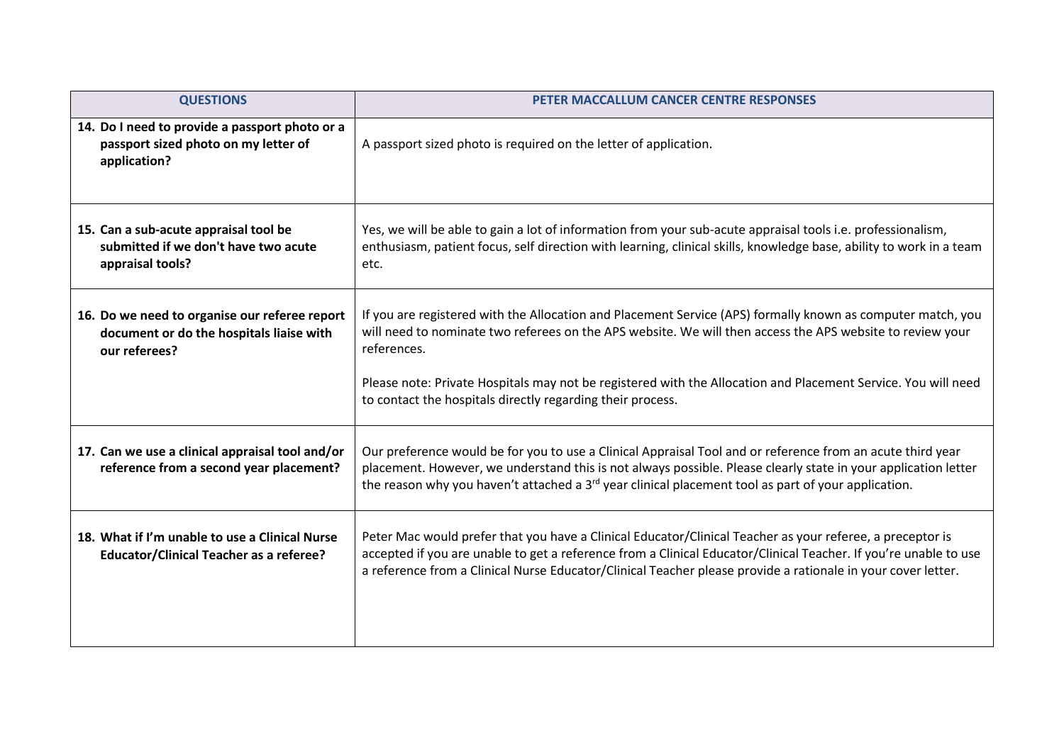| QUESTIONS | PETER MACCALLUM CANCER CENTRE RESPONSES |
|---|---|
| **14. Do I need to provide a passport photo or a passport sized photo on my letter of application?** | A passport sized photo is required on the letter of application. |
| **15. Can a sub-acute appraisal tool be submitted if we don't have two acute appraisal tools?** | Yes, we will be able to gain a lot of information from your sub-acute appraisal tools i.e. professionalism, enthusiasm, patient focus, self direction with learning, clinical skills, knowledge base, ability to work in a team etc. |
| **16. Do we need to organise our referee report document or do the hospitals liaise with our referees?** | If you are registered with the Allocation and Placement Service (APS) formally known as computer match, you will need to nominate two referees on the APS website. We will then access the APS website to review your references.<br><br>Please note: Private Hospitals may not be registered with the Allocation and Placement Service. You will need to contact the hospitals directly regarding their process. |
| **17. Can we use a clinical appraisal tool and/or reference from a second year placement?** | Our preference would be for you to use a Clinical Appraisal Tool and or reference from an acute third year placement. However, we understand this is not always possible. Please clearly state in your application letter the reason why you haven't attached a 3rd year clinical placement tool as part of your application. |
| **18. What if I'm unable to use a Clinical Nurse Educator/Clinical Teacher as a referee?** | Peter Mac would prefer that you have a Clinical Educator/Clinical Teacher as your referee, a preceptor is accepted if you are unable to get a reference from a Clinical Educator/Clinical Teacher. If you're unable to use a reference from a Clinical Nurse Educator/Clinical Teacher please provide a rationale in your cover letter. |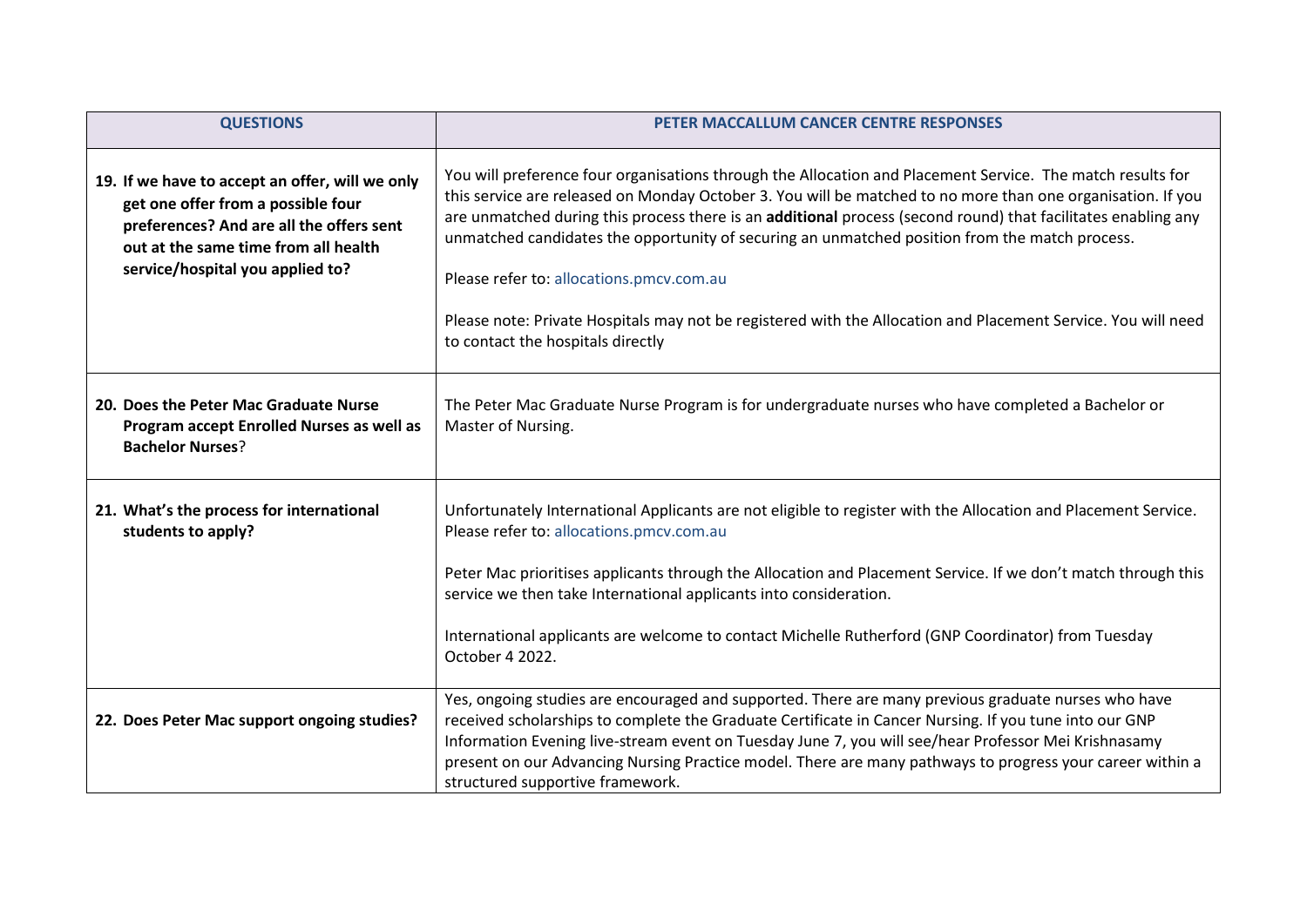| QUESTIONS | PETER MACCALLUM CANCER CENTRE RESPONSES |
| --- | --- |
| **19. If we have to accept an offer, will we only get one offer from a possible four preferences? And are all the offers sent out at the same time from all health service/hospital you applied to?** | You will preference four organisations through the Allocation and Placement Service. The match results for this service are released on Monday October 3. You will be matched to no more than one organisation. If you are unmatched during this process there is an **additional** process (second round) that facilitates enabling any unmatched candidates the opportunity of securing an unmatched position from the match process.<br><br>Please refer to: allocations.pmcv.com.au<br><br>Please note: Private Hospitals may not be registered with the Allocation and Placement Service. You will need to contact the hospitals directly |
| **20. Does the Peter Mac Graduate Nurse Program accept Enrolled Nurses as well as Bachelor Nurses**? | The Peter Mac Graduate Nurse Program is for undergraduate nurses who have completed a Bachelor or Master of Nursing. |
| **21. What's the process for international students to apply?** | Unfortunately International Applicants are not eligible to register with the Allocation and Placement Service. Please refer to: allocations.pmcv.com.au<br><br>Peter Mac prioritises applicants through the Allocation and Placement Service. If we don't match through this service we then take International applicants into consideration.<br><br>International applicants are welcome to contact Michelle Rutherford (GNP Coordinator) from Tuesday October 4 2022. |
| **22. Does Peter Mac support ongoing studies?** | Yes, ongoing studies are encouraged and supported. There are many previous graduate nurses who have received scholarships to complete the Graduate Certificate in Cancer Nursing. If you tune into our GNP Information Evening live-stream event on Tuesday June 7, you will see/hear Professor Mei Krishnasamy present on our Advancing Nursing Practice model. There are many pathways to progress your career within a structured supportive framework. |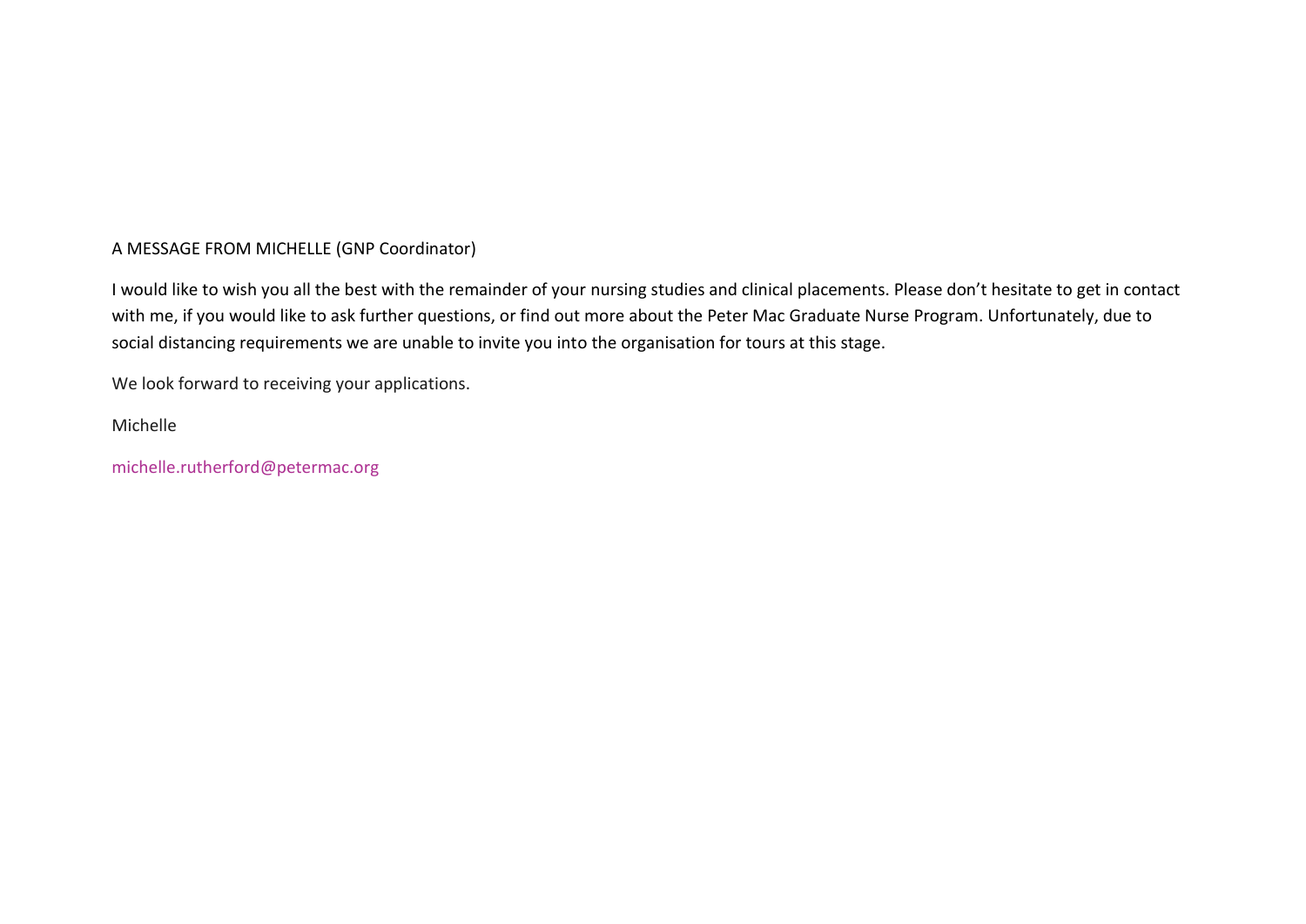A MESSAGE FROM MICHELLE (GNP Coordinator)

I would like to wish you all the best with the remainder of your nursing studies and clinical placements. Please don't hesitate to get in contact with me, if you would like to ask further questions, or find out more about the Peter Mac Graduate Nurse Program. Unfortunately, due to social distancing requirements we are unable to invite you into the organisation for tours at this stage.

We look forward to receiving your applications.

Michelle

michelle.rutherford@petermac.org